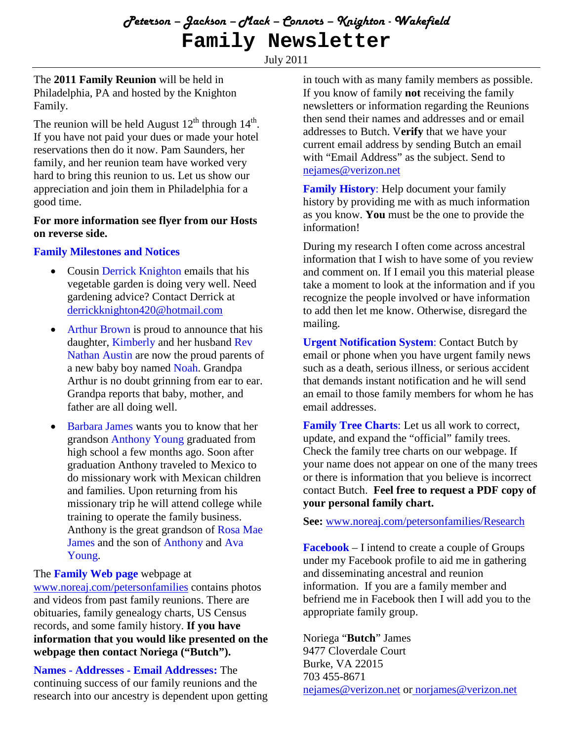*Peterson – Jackson – Mack – Connors – Knighton - Wakefield*

# Family Newsletter

July 2011

The **2011 Family Reunion** will be held in Philadelphia, PA and hosted by the Knighton Family.

The reunion will be held August 12th through 14th. If you have not paid your dues or made your hotel reservations then do it now. Pam Saunders, her family, and her reunion team have worked very hard to bring this reunion to us. Let us show our appreciation and join them in Philadelphia for a good time.

**For more information see flyer from our Hosts on reverse side.**

### Family Milestones and Notices

- Cousin Derrick Knighton emails that his vegetable garden is doing very well. Need gardening advice? Contact Derrick at derrickknighton420@hotmail.com
- Arthur Brown is proud to announce that his daughter, Kimberly and her husband Rev Nathan Austin are now the proud parents of a new baby boy named Noah. Grandpa Arthur is no doubt grinning from ear to ear. Grandpa reports that baby, mother, and father are all doing well.
- Barbara James wants you to know that her grandson Anthony Young graduated from high school a few months ago. Soon after graduation Anthony traveled to Mexico to do missionary work with Mexican children and families. Upon returning from his missionary trip he will attend college while training to operate the family business. Anthony is the great grandson of Rosa Mae James and the son of Anthony and Ava Young.

The **Family Web page** webpage at www.noreaj.com/petersonfamilies contains photos and videos from past family reunions. There are obituaries, family genealogy charts, US Census records, and some family history. **If you have information that you would like presented on the webpage then contact Noriega ("Butch").**

**Names - Addresses - Email Addresses:** The continuing success of our family reunions and the research into our ancestry is dependent upon getting in touch with as many family members as possible. If you know of family **not** receiving the family newsletters or information regarding the Reunions then send their names and addresses and or email addresses to Butch. V**erify** that we have your current email address by sending Butch an email with "Email Address" as the subject. Send to nejames@verizon.net

**Family History**: Help document your family history by providing me with as much information as you know. **You** must be the one to provide the information!

During my research I often come across ancestral information that I wish to have some of you review and comment on. If I email you this material please take a moment to look at the information and if you recognize the people involved or have information to add then let me know. Otherwise, disregard the mailing.

**Urgent Notification System**: Contact Butch by email or phone when you have urgent family news such as a death, serious illness, or serious accident that demands instant notification and he will send an email to those family members for whom he has email addresses.

**Family Tree Charts**: Let us all work to correct, update, and expand the "official" family trees. Check the family tree charts on our webpage. If your name does not appear on one of the many trees or there is information that you believe is incorrect contact Butch. **Feel free to request a PDF copy of your personal family chart.**

**See:** www.noreaj.com/petersonfamilies/Research

**Facebook** – I intend to create a couple of Groups under my Facebook profile to aid me in gathering and disseminating ancestral and reunion information. If you are a family member and befriend me in Facebook then I will add you to the appropriate family group.

Noriega "**Butch**" James
9477 Cloverdale Court
Burke, VA 22015
703 455-8671
nejames@verizon.net or norjames@verizon.net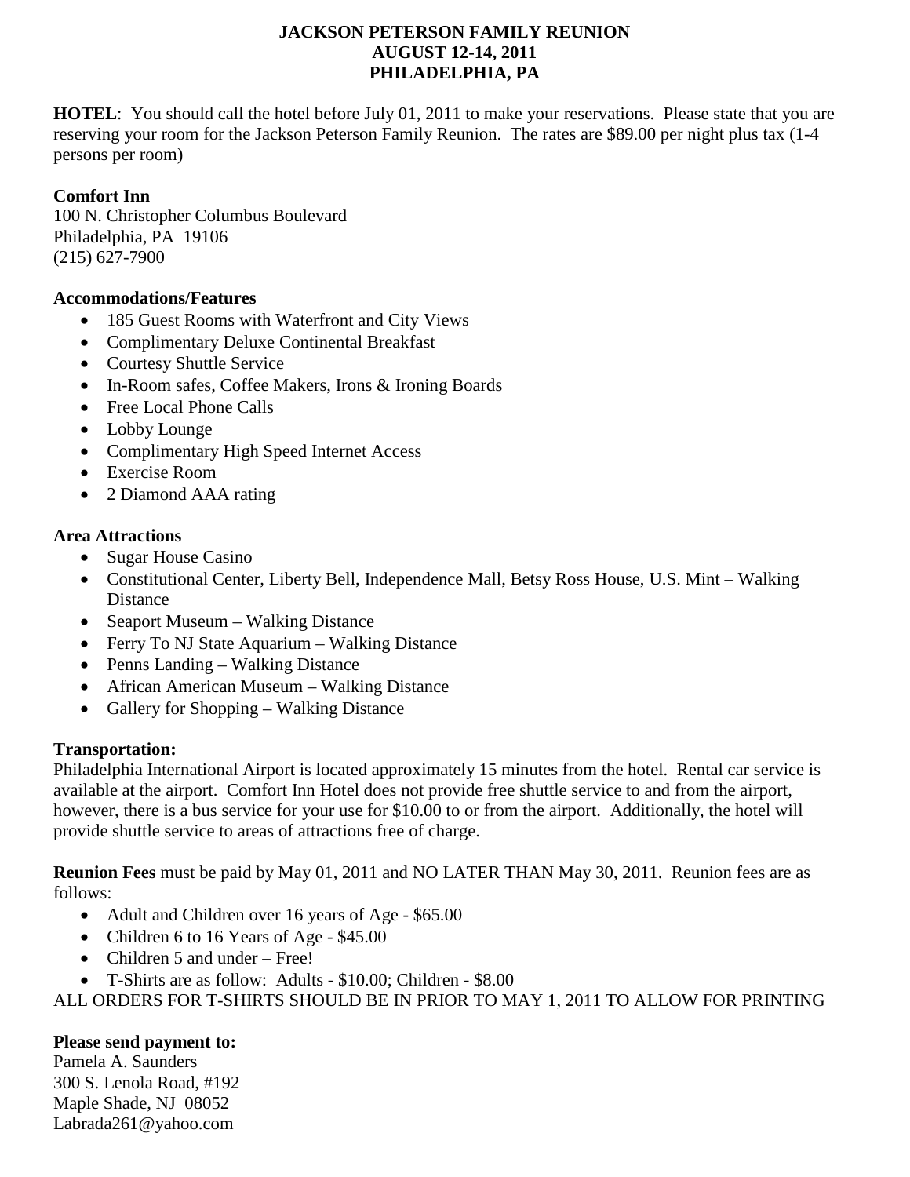# JACKSON PETERSON FAMILY REUNION
# AUGUST 12-14, 2011
# PHILADELPHIA, PA

**HOTEL**: You should call the hotel before July 01, 2011 to make your reservations. Please state that you are reserving your room for the Jackson Peterson Family Reunion. The rates are $89.00 per night plus tax (1-4 persons per room)

**Comfort Inn**
100 N. Christopher Columbus Boulevard
Philadelphia, PA 19106
(215) 627-7900

**Accommodations/Features**

- 185 Guest Rooms with Waterfront and City Views
- Complimentary Deluxe Continental Breakfast
- Courtesy Shuttle Service
- In-Room safes, Coffee Makers, Irons & Ironing Boards
- Free Local Phone Calls
- Lobby Lounge
- Complimentary High Speed Internet Access
- Exercise Room
- 2 Diamond AAA rating

**Area Attractions**

- Sugar House Casino
- Constitutional Center, Liberty Bell, Independence Mall, Betsy Ross House, U.S. Mint – Walking Distance
- Seaport Museum – Walking Distance
- Ferry To NJ State Aquarium – Walking Distance
- Penns Landing – Walking Distance
- African American Museum – Walking Distance
- Gallery for Shopping – Walking Distance

**Transportation:**
Philadelphia International Airport is located approximately 15 minutes from the hotel. Rental car service is available at the airport. Comfort Inn Hotel does not provide free shuttle service to and from the airport, however, there is a bus service for your use for $10.00 to or from the airport. Additionally, the hotel will provide shuttle service to areas of attractions free of charge.

**Reunion Fees** must be paid by May 01, 2011 and NO LATER THAN May 30, 2011. Reunion fees are as follows:

- Adult and Children over 16 years of Age - $65.00
- Children 6 to 16 Years of Age - $45.00
- Children 5 and under – Free!
- T-Shirts are as follow: Adults - $10.00; Children - $8.00

ALL ORDERS FOR T-SHIRTS SHOULD BE IN PRIOR TO MAY 1, 2011 TO ALLOW FOR PRINTING

**Please send payment to:**
Pamela A. Saunders
300 S. Lenola Road, #192
Maple Shade, NJ 08052
Labrada261@yahoo.com